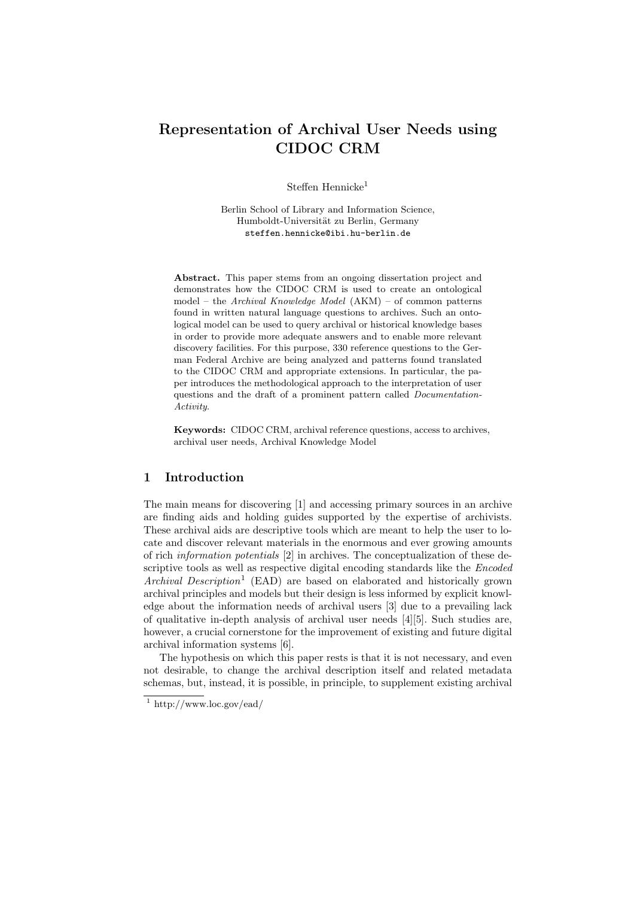# Representation of Archival User Needs using CIDOC CRM

Steffen Hennicke[1]

Berlin School of Library and Information Science,
Humboldt-Universität zu Berlin, Germany
steffen.hennicke@ibi.hu-berlin.de

**Abstract.** This paper stems from an ongoing dissertation project and demonstrates how the CIDOC CRM is used to create an ontological model – the *Archival Knowledge Model* (AKM) – of common patterns found in written natural language questions to archives. Such an ontological model can be used to query archival or historical knowledge bases in order to provide more adequate answers and to enable more relevant discovery facilities. For this purpose, 330 reference questions to the German Federal Archive are being analyzed and patterns found translated to the CIDOC CRM and appropriate extensions. In particular, the paper introduces the methodological approach to the interpretation of user questions and the draft of a prominent pattern called *Documentation-Activity*.

**Keywords:** CIDOC CRM, archival reference questions, access to archives, archival user needs, Archival Knowledge Model

## 1 Introduction

The main means for discovering [1] and accessing primary sources in an archive are finding aids and holding guides supported by the expertise of archivists. These archival aids are descriptive tools which are meant to help the user to locate and discover relevant materials in the enormous and ever growing amounts of rich *information potentials* [2] in archives. The conceptualization of these descriptive tools as well as respective digital encoding standards like the *Encoded Archival Description*[1] (EAD) are based on elaborated and historically grown archival principles and models but their design is less informed by explicit knowledge about the information needs of archival users [3] due to a prevailing lack of qualitative in-depth analysis of archival user needs [4][5]. Such studies are, however, a crucial cornerstone for the improvement of existing and future digital archival information systems [6].

The hypothesis on which this paper rests is that it is not necessary, and even not desirable, to change the archival description itself and related metadata schemas, but, instead, it is possible, in principle, to supplement existing archival

[1] http://www.loc.gov/ead/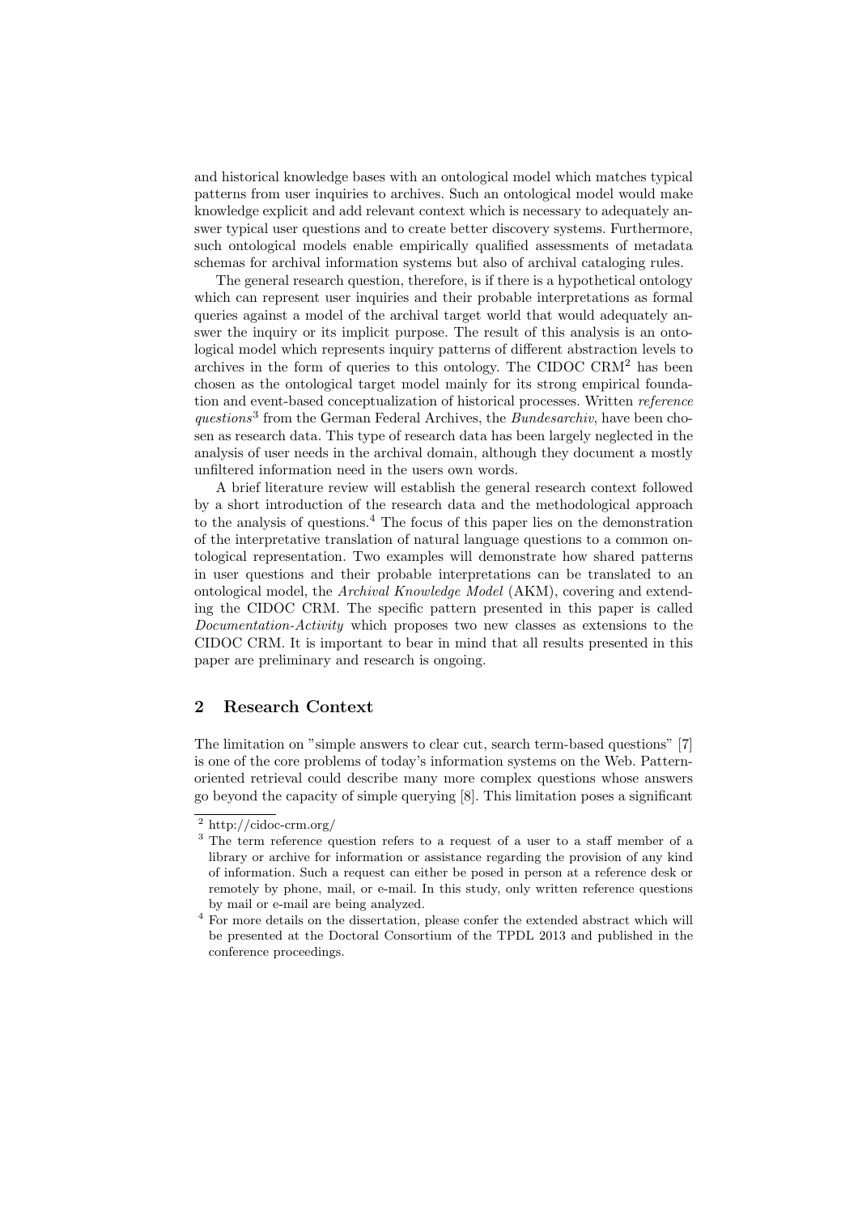and historical knowledge bases with an ontological model which matches typical patterns from user inquiries to archives. Such an ontological model would make knowledge explicit and add relevant context which is necessary to adequately answer typical user questions and to create better discovery systems. Furthermore, such ontological models enable empirically qualified assessments of metadata schemas for archival information systems but also of archival cataloging rules.

The general research question, therefore, is if there is a hypothetical ontology which can represent user inquiries and their probable interpretations as formal queries against a model of the archival target world that would adequately answer the inquiry or its implicit purpose. The result of this analysis is an ontological model which represents inquiry patterns of different abstraction levels to archives in the form of queries to this ontology. The CIDOC CRM[2] has been chosen as the ontological target model mainly for its strong empirical foundation and event-based conceptualization of historical processes. Written *reference questions*[3] from the German Federal Archives, the *Bundesarchiv*, have been chosen as research data. This type of research data has been largely neglected in the analysis of user needs in the archival domain, although they document a mostly unfiltered information need in the users own words.

A brief literature review will establish the general research context followed by a short introduction of the research data and the methodological approach to the analysis of questions.[4] The focus of this paper lies on the demonstration of the interpretative translation of natural language questions to a common ontological representation. Two examples will demonstrate how shared patterns in user questions and their probable interpretations can be translated to an ontological model, the *Archival Knowledge Model* (AKM), covering and extending the CIDOC CRM. The specific pattern presented in this paper is called *Documentation-Activity* which proposes two new classes as extensions to the CIDOC CRM. It is important to bear in mind that all results presented in this paper are preliminary and research is ongoing.

## 2 Research Context

The limitation on "simple answers to clear cut, search term-based questions" [7] is one of the core problems of today's information systems on the Web. Pattern-oriented retrieval could describe many more complex questions whose answers go beyond the capacity of simple querying [8]. This limitation poses a significant

---

[2] http://cidoc-crm.org/

[3] The term reference question refers to a request of a user to a staff member of a library or archive for information or assistance regarding the provision of any kind of information. Such a request can either be posed in person at a reference desk or remotely by phone, mail, or e-mail. In this study, only written reference questions by mail or e-mail are being analyzed.

[4] For more details on the dissertation, please confer the extended abstract which will be presented at the Doctoral Consortium of the TPDL 2013 and published in the conference proceedings.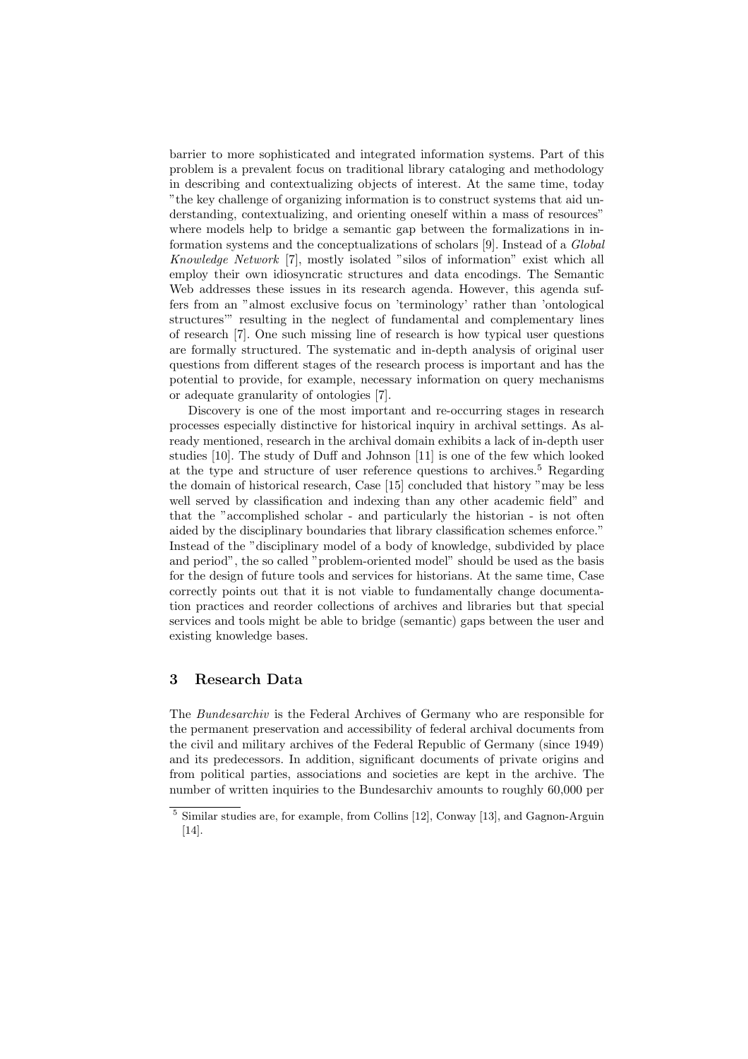barrier to more sophisticated and integrated information systems. Part of this problem is a prevalent focus on traditional library cataloging and methodology in describing and contextualizing objects of interest. At the same time, today "the key challenge of organizing information is to construct systems that aid understanding, contextualizing, and orienting oneself within a mass of resources" where models help to bridge a semantic gap between the formalizations in information systems and the conceptualizations of scholars [9]. Instead of a *Global Knowledge Network* [7], mostly isolated "silos of information" exist which all employ their own idiosyncratic structures and data encodings. The Semantic Web addresses these issues in its research agenda. However, this agenda suffers from an "almost exclusive focus on 'terminology' rather than 'ontological structures'" resulting in the neglect of fundamental and complementary lines of research [7]. One such missing line of research is how typical user questions are formally structured. The systematic and in-depth analysis of original user questions from different stages of the research process is important and has the potential to provide, for example, necessary information on query mechanisms or adequate granularity of ontologies [7].

Discovery is one of the most important and re-occurring stages in research processes especially distinctive for historical inquiry in archival settings. As already mentioned, research in the archival domain exhibits a lack of in-depth user studies [10]. The study of Duff and Johnson [11] is one of the few which looked at the type and structure of user reference questions to archives.[5] Regarding the domain of historical research, Case [15] concluded that history "may be less well served by classification and indexing than any other academic field" and that the "accomplished scholar - and particularly the historian - is not often aided by the disciplinary boundaries that library classification schemes enforce." Instead of the "disciplinary model of a body of knowledge, subdivided by place and period", the so called "problem-oriented model" should be used as the basis for the design of future tools and services for historians. At the same time, Case correctly points out that it is not viable to fundamentally change documentation practices and reorder collections of archives and libraries but that special services and tools might be able to bridge (semantic) gaps between the user and existing knowledge bases.

## 3 Research Data

The *Bundesarchiv* is the Federal Archives of Germany who are responsible for the permanent preservation and accessibility of federal archival documents from the civil and military archives of the Federal Republic of Germany (since 1949) and its predecessors. In addition, significant documents of private origins and from political parties, associations and societies are kept in the archive. The number of written inquiries to the Bundesarchiv amounts to roughly 60,000 per

[5] Similar studies are, for example, from Collins [12], Conway [13], and Gagnon-Arguin [14].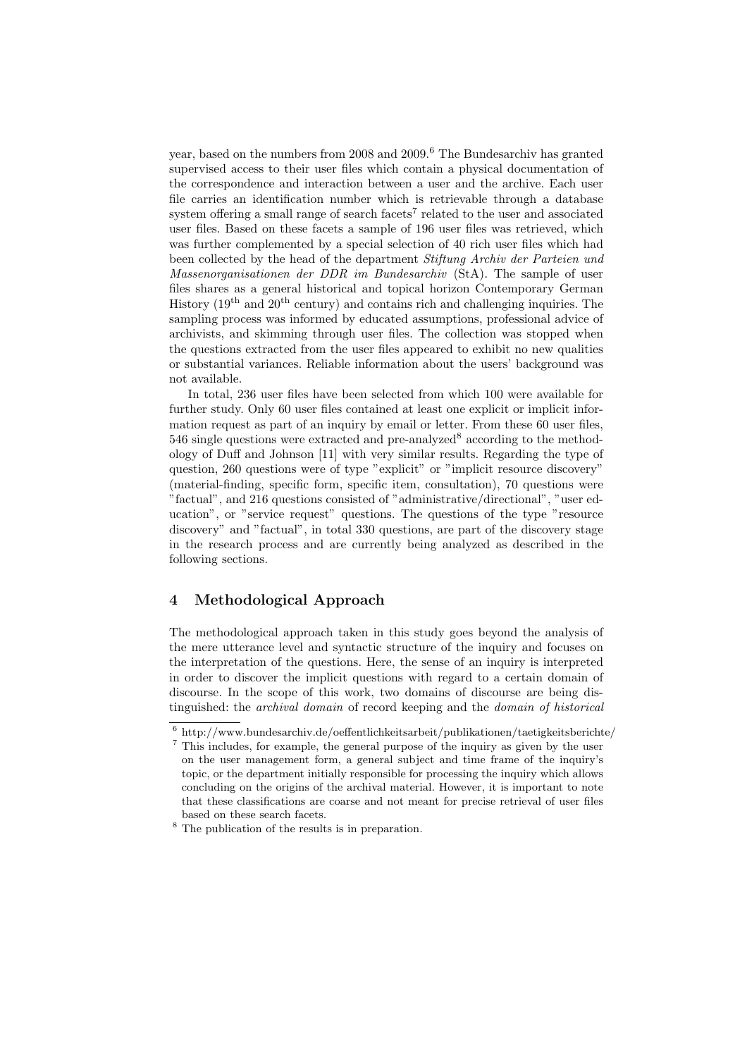year, based on the numbers from 2008 and 2009.[6] The Bundesarchiv has granted supervised access to their user files which contain a physical documentation of the correspondence and interaction between a user and the archive. Each user file carries an identification number which is retrievable through a database system offering a small range of search facets[7] related to the user and associated user files. Based on these facets a sample of 196 user files was retrieved, which was further complemented by a special selection of 40 rich user files which had been collected by the head of the department *Stiftung Archiv der Parteien und Massenorganisationen der DDR im Bundesarchiv* (StA). The sample of user files shares as a general historical and topical horizon Contemporary German History (19th and 20th century) and contains rich and challenging inquiries. The sampling process was informed by educated assumptions, professional advice of archivists, and skimming through user files. The collection was stopped when the questions extracted from the user files appeared to exhibit no new qualities or substantial variances. Reliable information about the users' background was not available.

In total, 236 user files have been selected from which 100 were available for further study. Only 60 user files contained at least one explicit or implicit information request as part of an inquiry by email or letter. From these 60 user files, 546 single questions were extracted and pre-analyzed[8] according to the methodology of Duff and Johnson [11] with very similar results. Regarding the type of question, 260 questions were of type "explicit" or "implicit resource discovery" (material-finding, specific form, specific item, consultation), 70 questions were "factual", and 216 questions consisted of "administrative/directional", "user education", or "service request" questions. The questions of the type "resource discovery" and "factual", in total 330 questions, are part of the discovery stage in the research process and are currently being analyzed as described in the following sections.

## 4 Methodological Approach

The methodological approach taken in this study goes beyond the analysis of the mere utterance level and syntactic structure of the inquiry and focuses on the interpretation of the questions. Here, the sense of an inquiry is interpreted in order to discover the implicit questions with regard to a certain domain of discourse. In the scope of this work, two domains of discourse are being distinguished: the *archival domain* of record keeping and the *domain of historical*

---

[6] http://www.bundesarchiv.de/oeffentlichkeitsarbeit/publikationen/taetigkeitsberichte/

[7] This includes, for example, the general purpose of the inquiry as given by the user on the user management form, a general subject and time frame of the inquiry's topic, or the department initially responsible for processing the inquiry which allows concluding on the origins of the archival material. However, it is important to note that these classifications are coarse and not meant for precise retrieval of user files based on these search facets.

[8] The publication of the results is in preparation.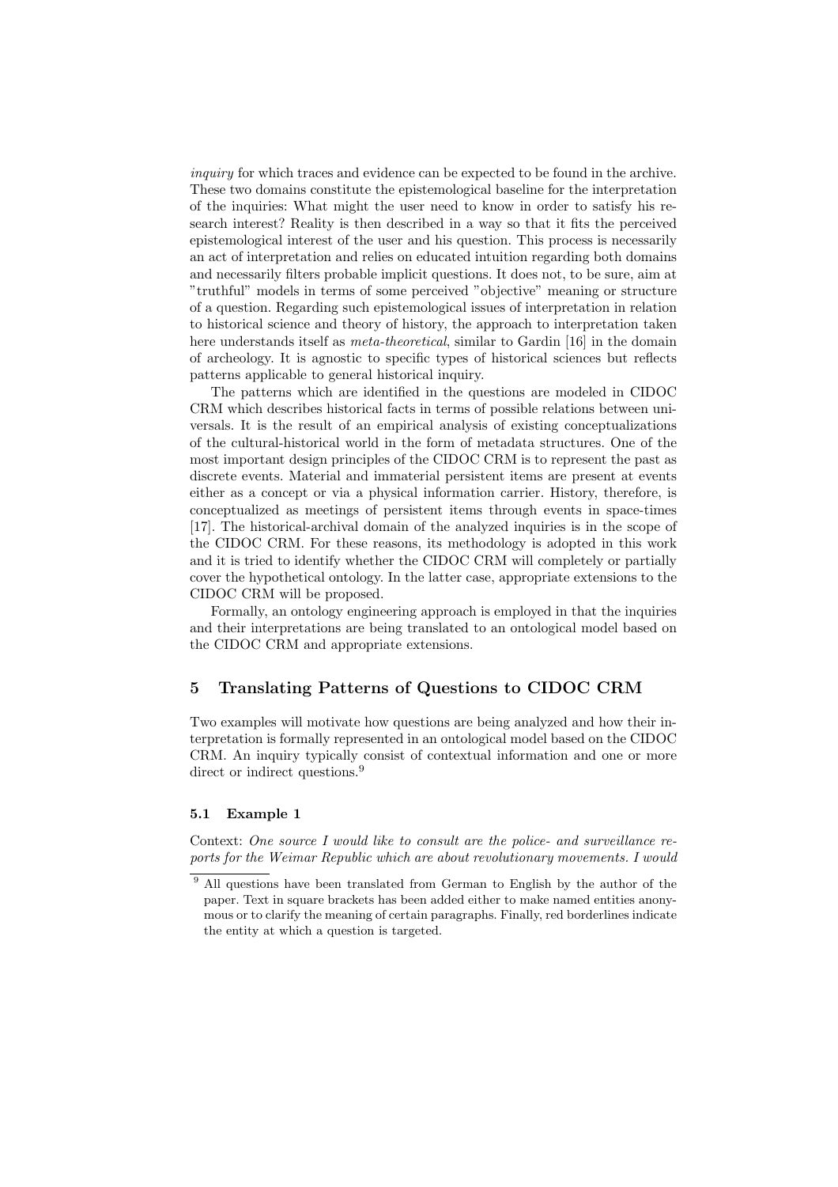*inquiry* for which traces and evidence can be expected to be found in the archive. These two domains constitute the epistemological baseline for the interpretation of the inquiries: What might the user need to know in order to satisfy his research interest? Reality is then described in a way so that it fits the perceived epistemological interest of the user and his question. This process is necessarily an act of interpretation and relies on educated intuition regarding both domains and necessarily filters probable implicit questions. It does not, to be sure, aim at "truthful" models in terms of some perceived "objective" meaning or structure of a question. Regarding such epistemological issues of interpretation in relation to historical science and theory of history, the approach to interpretation taken here understands itself as *meta-theoretical*, similar to Gardin [16] in the domain of archeology. It is agnostic to specific types of historical sciences but reflects patterns applicable to general historical inquiry.

The patterns which are identified in the questions are modeled in CIDOC CRM which describes historical facts in terms of possible relations between universals. It is the result of an empirical analysis of existing conceptualizations of the cultural-historical world in the form of metadata structures. One of the most important design principles of the CIDOC CRM is to represent the past as discrete events. Material and immaterial persistent items are present at events either as a concept or via a physical information carrier. History, therefore, is conceptualized as meetings of persistent items through events in space-times [17]. The historical-archival domain of the analyzed inquiries is in the scope of the CIDOC CRM. For these reasons, its methodology is adopted in this work and it is tried to identify whether the CIDOC CRM will completely or partially cover the hypothetical ontology. In the latter case, appropriate extensions to the CIDOC CRM will be proposed.

Formally, an ontology engineering approach is employed in that the inquiries and their interpretations are being translated to an ontological model based on the CIDOC CRM and appropriate extensions.

## 5 Translating Patterns of Questions to CIDOC CRM

Two examples will motivate how questions are being analyzed and how their interpretation is formally represented in an ontological model based on the CIDOC CRM. An inquiry typically consist of contextual information and one or more direct or indirect questions.[9]

### 5.1 Example 1

Context: *One source I would like to consult are the police- and surveillance reports for the Weimar Republic which are about revolutionary movements. I would*

[9] All questions have been translated from German to English by the author of the paper. Text in square brackets has been added either to make named entities anonymous or to clarify the meaning of certain paragraphs. Finally, red borderlines indicate the entity at which a question is targeted.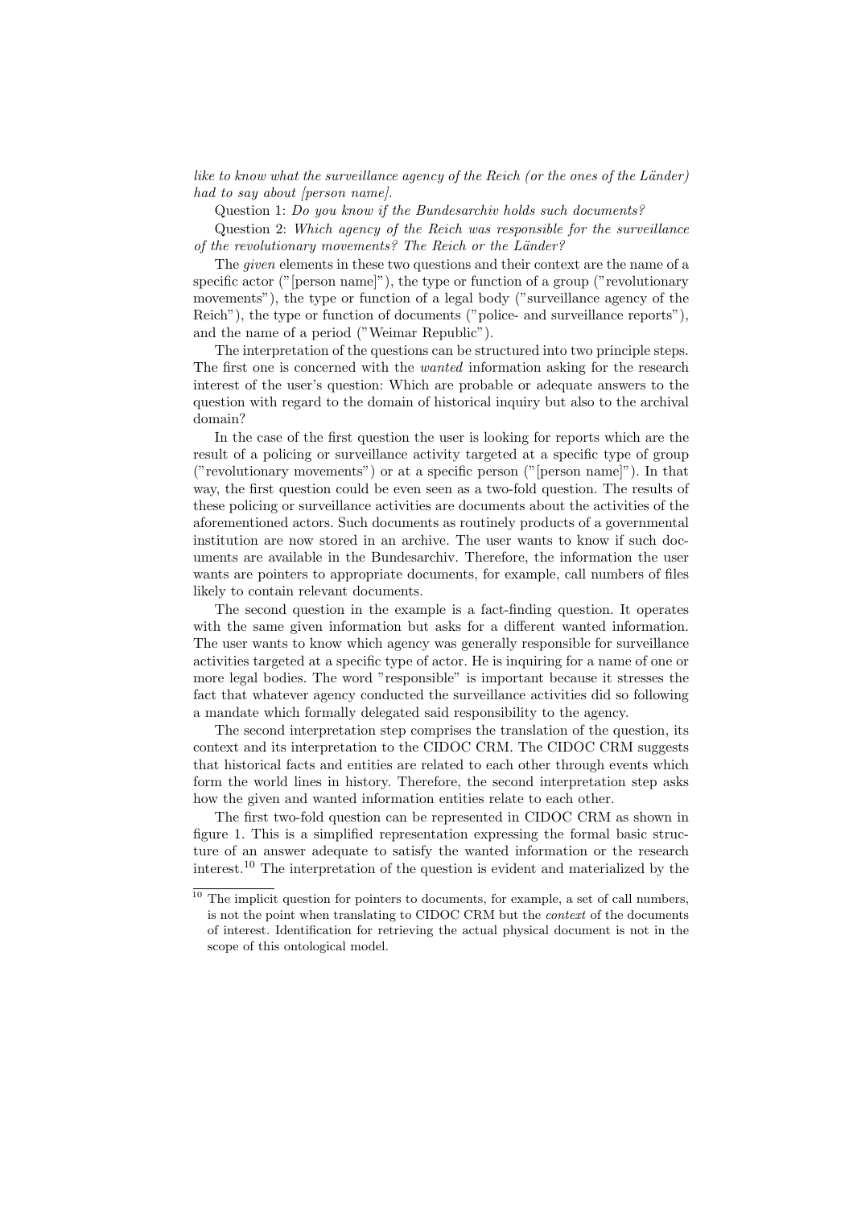*like to know what the surveillance agency of the Reich (or the ones of the Länder) had to say about [person name].*

Question 1: *Do you know if the Bundesarchiv holds such documents?*

Question 2: *Which agency of the Reich was responsible for the surveillance of the revolutionary movements? The Reich or the Länder?*

The *given* elements in these two questions and their context are the name of a specific actor ("[person name]"), the type or function of a group ("revolutionary movements"), the type or function of a legal body ("surveillance agency of the Reich"), the type or function of documents ("police- and surveillance reports"), and the name of a period ("Weimar Republic").

The interpretation of the questions can be structured into two principle steps. The first one is concerned with the *wanted* information asking for the research interest of the user's question: Which are probable or adequate answers to the question with regard to the domain of historical inquiry but also to the archival domain?

In the case of the first question the user is looking for reports which are the result of a policing or surveillance activity targeted at a specific type of group ("revolutionary movements") or at a specific person ("[person name]"). In that way, the first question could be even seen as a two-fold question. The results of these policing or surveillance activities are documents about the activities of the aforementioned actors. Such documents as routinely products of a governmental institution are now stored in an archive. The user wants to know if such documents are available in the Bundesarchiv. Therefore, the information the user wants are pointers to appropriate documents, for example, call numbers of files likely to contain relevant documents.

The second question in the example is a fact-finding question. It operates with the same given information but asks for a different wanted information. The user wants to know which agency was generally responsible for surveillance activities targeted at a specific type of actor. He is inquiring for a name of one or more legal bodies. The word "responsible" is important because it stresses the fact that whatever agency conducted the surveillance activities did so following a mandate which formally delegated said responsibility to the agency.

The second interpretation step comprises the translation of the question, its context and its interpretation to the CIDOC CRM. The CIDOC CRM suggests that historical facts and entities are related to each other through events which form the world lines in history. Therefore, the second interpretation step asks how the given and wanted information entities relate to each other.

The first two-fold question can be represented in CIDOC CRM as shown in figure 1. This is a simplified representation expressing the formal basic structure of an answer adequate to satisfy the wanted information or the research interest.[10] The interpretation of the question is evident and materialized by the

[10] The implicit question for pointers to documents, for example, a set of call numbers, is not the point when translating to CIDOC CRM but the *context* of the documents of interest. Identification for retrieving the actual physical document is not in the scope of this ontological model.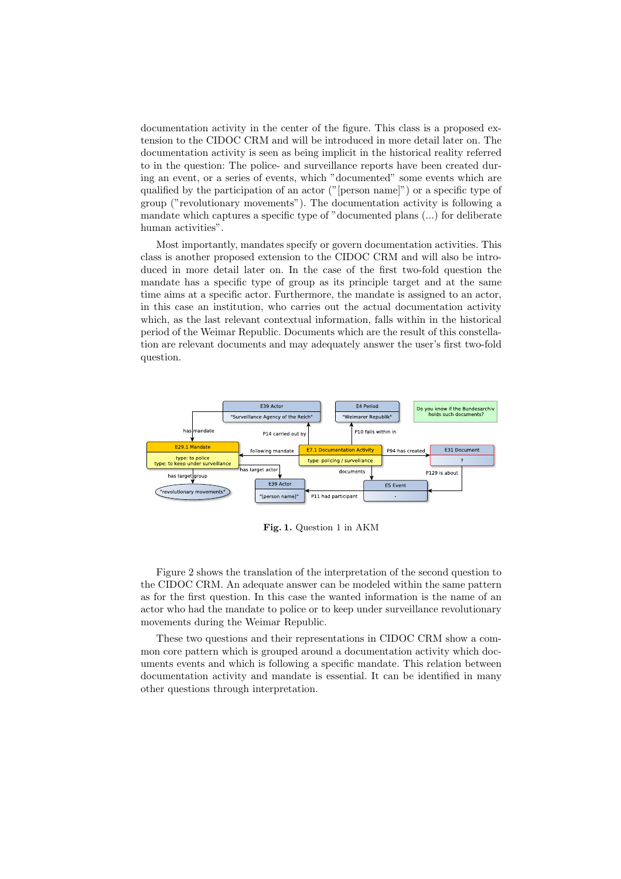documentation activity in the center of the figure. This class is a proposed extension to the CIDOC CRM and will be introduced in more detail later on. The documentation activity is seen as being implicit in the historical reality referred to in the question: The police- and surveillance reports have been created during an event, or a series of events, which "documented" some events which are qualified by the participation of an actor ("[person name]") or a specific type of group ("revolutionary movements"). The documentation activity is following a mandate which captures a specific type of "documented plans (...) for deliberate human activities".

Most importantly, mandates specify or govern documentation activities. This class is another proposed extension to the CIDOC CRM and will also be introduced in more detail later on. In the case of the first two-fold question the mandate has a specific type of group as its principle target and at the same time aims at a specific actor. Furthermore, the mandate is assigned to an actor, in this case an institution, who carries out the actual documentation activity which, as the last relevant contextual information, falls within in the historical period of the Weimar Republic. Documents which are the result of this constellation are relevant documents and may adequately answer the user's first two-fold question.

**Fig. 1.** Question 1 in AKM

Figure 2 shows the translation of the interpretation of the second question to the CIDOC CRM. An adequate answer can be modeled within the same pattern as for the first question. In this case the wanted information is the name of an actor who had the mandate to police or to keep under surveillance revolutionary movements during the Weimar Republic.

These two questions and their representations in CIDOC CRM show a common core pattern which is grouped around a documentation activity which documents events and which is following a specific mandate. This relation between documentation activity and mandate is essential. It can be identified in many other questions through interpretation.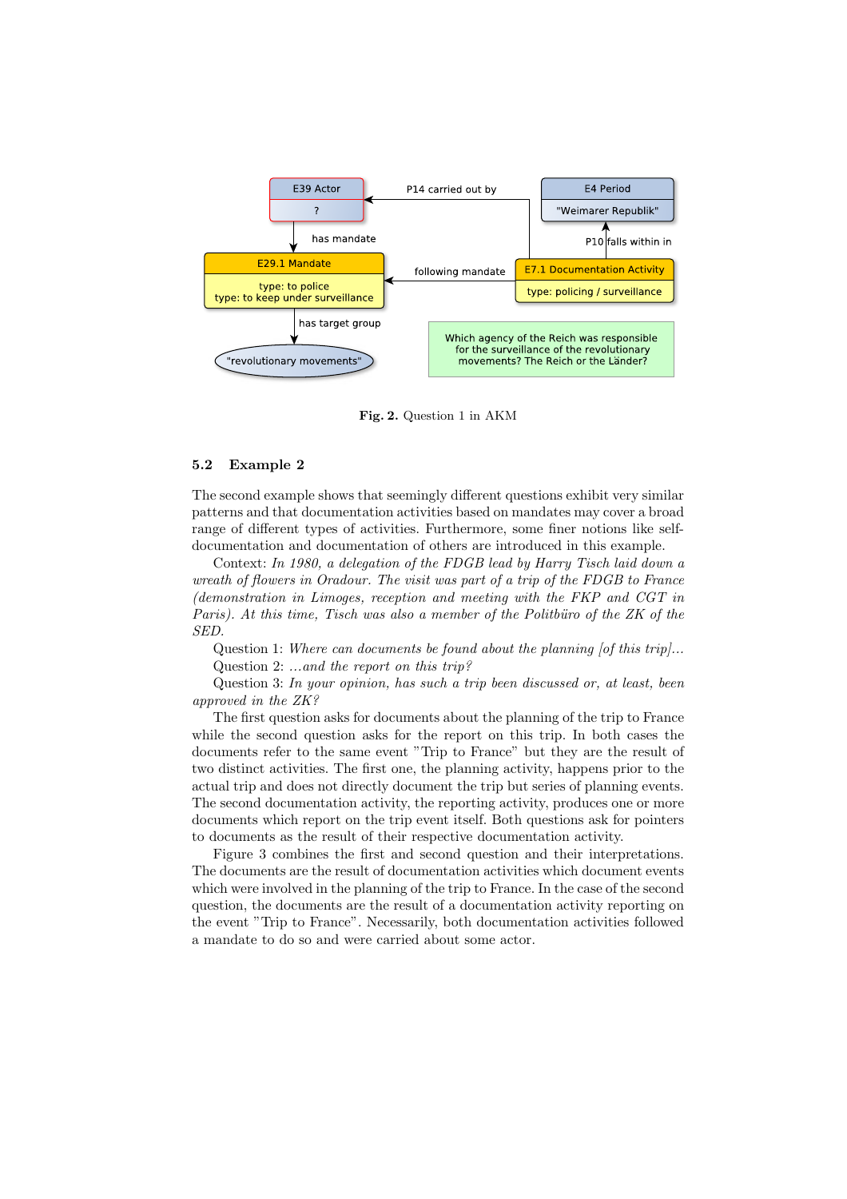Fig. 2. Question 1 in AKM

### 5.2 Example 2

The second example shows that seemingly different questions exhibit very similar patterns and that documentation activities based on mandates may cover a broad range of different types of activities. Furthermore, some finer notions like self-documentation and documentation of others are introduced in this example.

Context: *In 1980, a delegation of the FDGB lead by Harry Tisch laid down a wreath of flowers in Oradour. The visit was part of a trip of the FDGB to France (demonstration in Limoges, reception and meeting with the FKP and CGT in Paris). At this time, Tisch was also a member of the Politbüro of the ZK of the SED.*

Question 1: *Where can documents be found about the planning [of this trip]...*

Question 2: *...and the report on this trip?*

Question 3: *In your opinion, has such a trip been discussed or, at least, been approved in the ZK?*

The first question asks for documents about the planning of the trip to France while the second question asks for the report on this trip. In both cases the documents refer to the same event "Trip to France" but they are the result of two distinct activities. The first one, the planning activity, happens prior to the actual trip and does not directly document the trip but series of planning events. The second documentation activity, the reporting activity, produces one or more documents which report on the trip event itself. Both questions ask for pointers to documents as the result of their respective documentation activity.

Figure 3 combines the first and second question and their interpretations. The documents are the result of documentation activities which document events which were involved in the planning of the trip to France. In the case of the second question, the documents are the result of a documentation activity reporting on the event "Trip to France". Necessarily, both documentation activities followed a mandate to do so and were carried about some actor.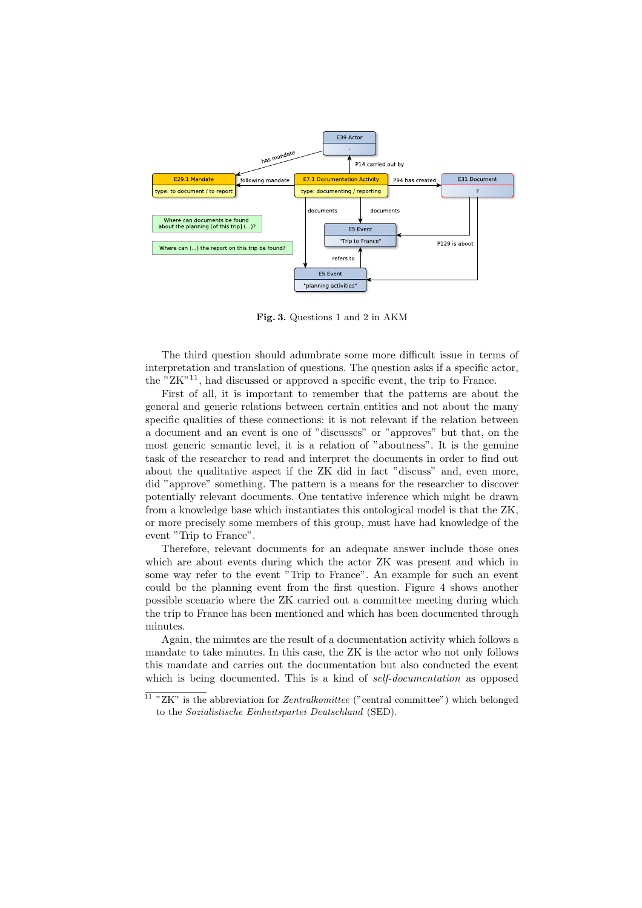**Fig. 3.** Questions 1 and 2 in AKM

The third question should adumbrate some more difficult issue in terms of interpretation and translation of questions. The question asks if a specific actor, the "ZK"[11], had discussed or approved a specific event, the trip to France.

First of all, it is important to remember that the patterns are about the general and generic relations between certain entities and not about the many specific qualities of these connections: it is not relevant if the relation between a document and an event is one of "discusses" or "approves" but that, on the most generic semantic level, it is a relation of "aboutness". It is the genuine task of the researcher to read and interpret the documents in order to find out about the qualitative aspect if the ZK did in fact "discuss" and, even more, did "approve" something. The pattern is a means for the researcher to discover potentially relevant documents. One tentative inference which might be drawn from a knowledge base which instantiates this ontological model is that the ZK, or more precisely some members of this group, must have had knowledge of the event "Trip to France".

Therefore, relevant documents for an adequate answer include those ones which are about events during which the actor ZK was present and which in some way refer to the event "Trip to France". An example for such an event could be the planning event from the first question. Figure 4 shows another possible scenario where the ZK carried out a committee meeting during which the trip to France has been mentioned and which has been documented through minutes.

Again, the minutes are the result of a documentation activity which follows a mandate to take minutes. In this case, the ZK is the actor who not only follows this mandate and carries out the documentation but also conducted the event which is being documented. This is a kind of *self-documentation* as opposed

[11] "ZK" is the abbreviation for *Zentralkomittee* ("central committee") which belonged to the *Sozialistische Einheitspartei Deutschland* (SED).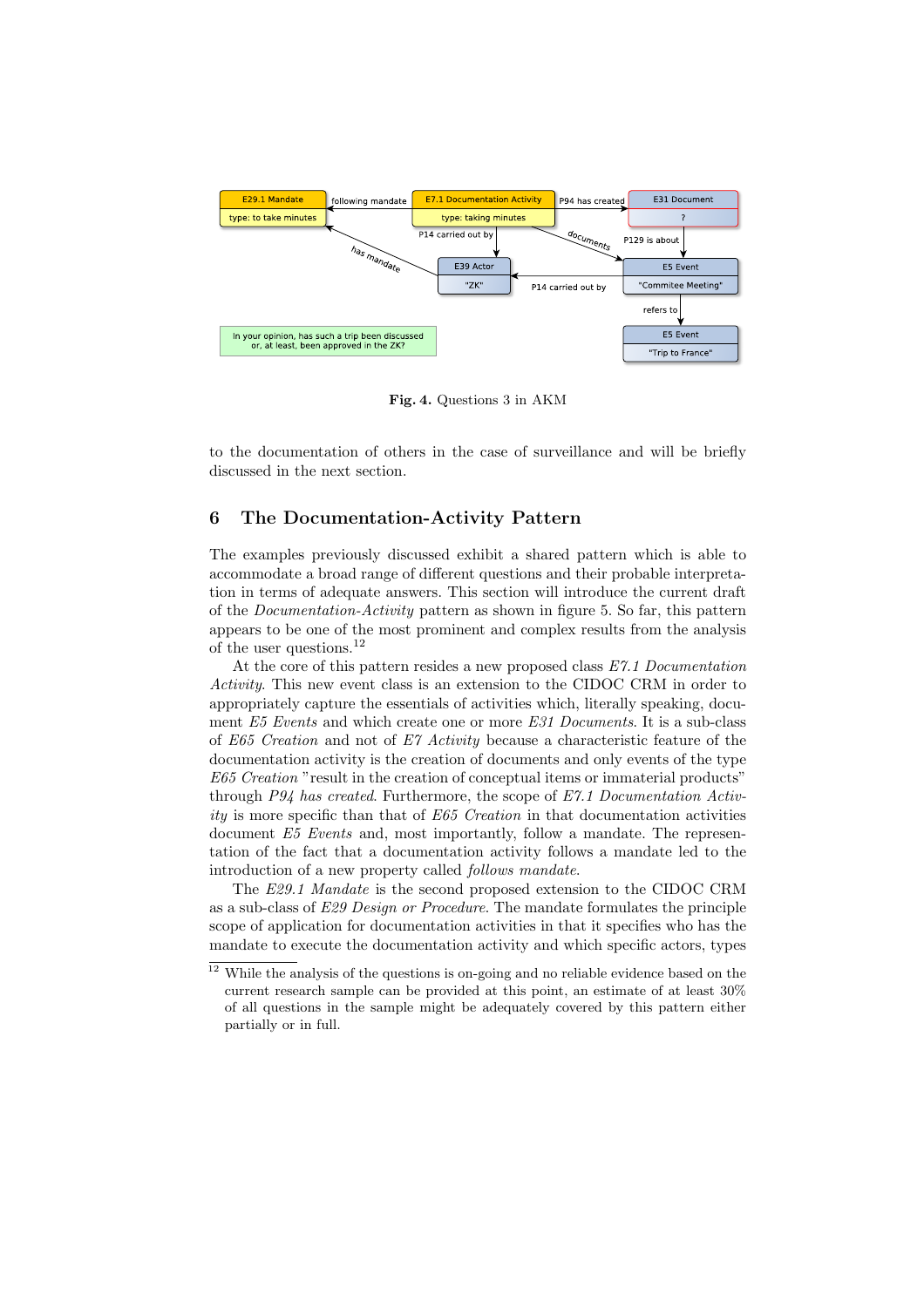**Fig. 4.** Questions 3 in AKM

to the documentation of others in the case of surveillance and will be briefly discussed in the next section.

## 6 The Documentation-Activity Pattern

The examples previously discussed exhibit a shared pattern which is able to accommodate a broad range of different questions and their probable interpretation in terms of adequate answers. This section will introduce the current draft of the *Documentation-Activity* pattern as shown in figure 5. So far, this pattern appears to be one of the most prominent and complex results from the analysis of the user questions.[12]

At the core of this pattern resides a new proposed class *E7.1 Documentation Activity*. This new event class is an extension to the CIDOC CRM in order to appropriately capture the essentials of activities which, literally speaking, document *E5 Events* and which create one or more *E31 Documents*. It is a sub-class of *E65 Creation* and not of *E7 Activity* because a characteristic feature of the documentation activity is the creation of documents and only events of the type *E65 Creation* "result in the creation of conceptual items or immaterial products" through *P94 has created*. Furthermore, the scope of *E7.1 Documentation Activity* is more specific than that of *E65 Creation* in that documentation activities document *E5 Events* and, most importantly, follow a mandate. The representation of the fact that a documentation activity follows a mandate led to the introduction of a new property called *follows mandate*.

The *E29.1 Mandate* is the second proposed extension to the CIDOC CRM as a sub-class of *E29 Design or Procedure*. The mandate formulates the principle scope of application for documentation activities in that it specifies who has the mandate to execute the documentation activity and which specific actors, types

[12] While the analysis of the questions is on-going and no reliable evidence based on the current research sample can be provided at this point, an estimate of at least 30% of all questions in the sample might be adequately covered by this pattern either partially or in full.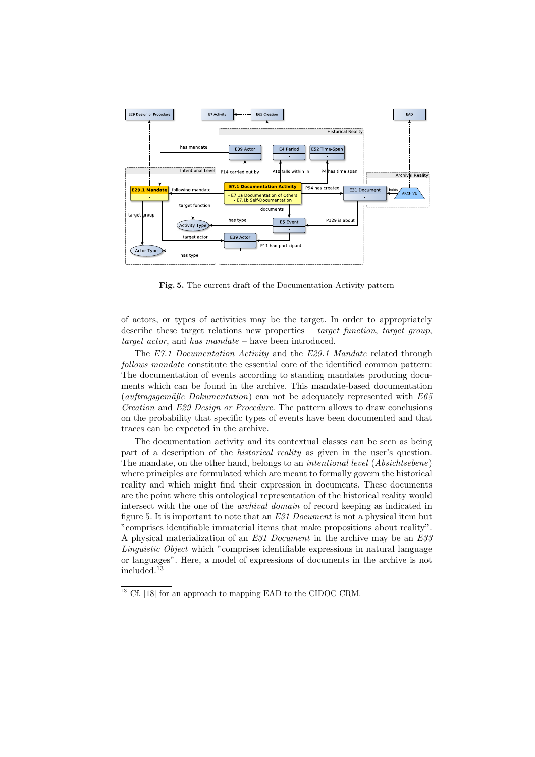Fig. 5. The current draft of the Documentation-Activity pattern

of actors, or types of activities may be the target. In order to appropriately describe these target relations new properties – *target function*, *target group*, *target actor*, and *has mandate* – have been introduced.

The *E7.1 Documentation Activity* and the *E29.1 Mandate* related through *follows mandate* constitute the essential core of the identified common pattern: The documentation of events according to standing mandates producing documents which can be found in the archive. This mandate-based documentation (*auftragsgemäße Dokumentation*) can not be adequately represented with *E65 Creation* and *E29 Design or Procedure*. The pattern allows to draw conclusions on the probability that specific types of events have been documented and that traces can be expected in the archive.

The documentation activity and its contextual classes can be seen as being part of a description of the *historical reality* as given in the user's question. The mandate, on the other hand, belongs to an *intentional level* (*Absichtsebene*) where principles are formulated which are meant to formally govern the historical reality and which might find their expression in documents. These documents are the point where this ontological representation of the historical reality would intersect with the one of the *archival domain* of record keeping as indicated in figure 5. It is important to note that an *E31 Document* is not a physical item but "comprises identifiable immaterial items that make propositions about reality". A physical materialization of an *E31 Document* in the archive may be an *E33 Linguistic Object* which "comprises identifiable expressions in natural language or languages". Here, a model of expressions of documents in the archive is not included.[13]

[13] Cf. [18] for an approach to mapping EAD to the CIDOC CRM.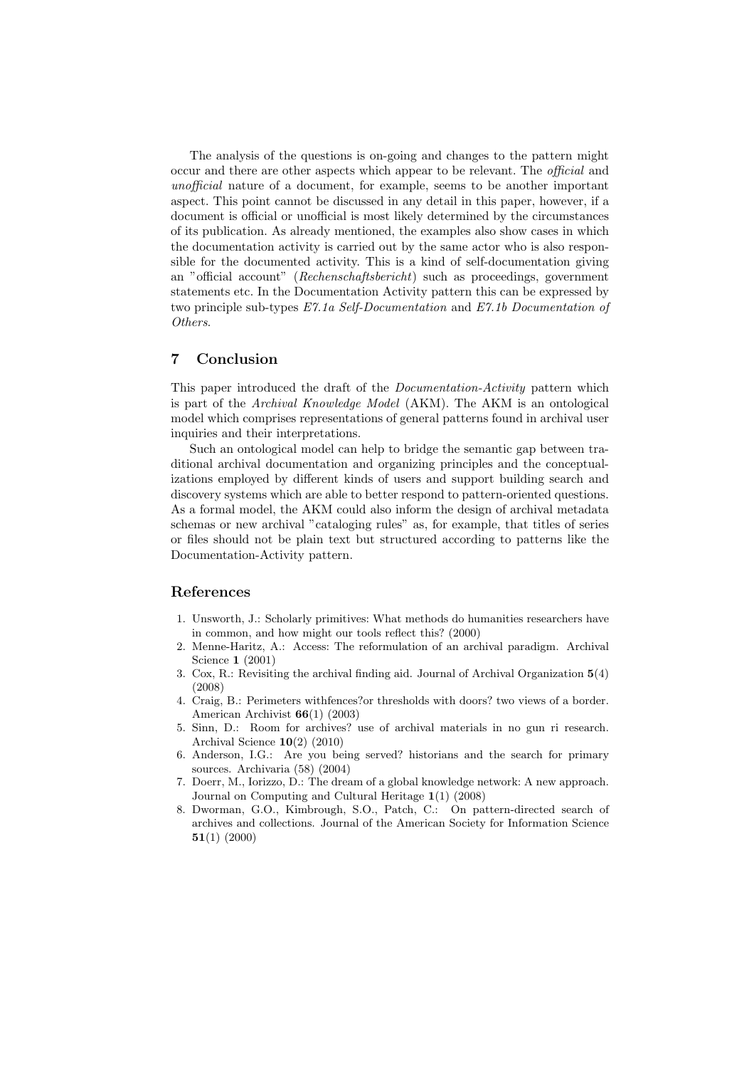The analysis of the questions is on-going and changes to the pattern might occur and there are other aspects which appear to be relevant. The *official* and *unofficial* nature of a document, for example, seems to be another important aspect. This point cannot be discussed in any detail in this paper, however, if a document is official or unofficial is most likely determined by the circumstances of its publication. As already mentioned, the examples also show cases in which the documentation activity is carried out by the same actor who is also responsible for the documented activity. This is a kind of self-documentation giving an "official account" (*Rechenschaftsbericht*) such as proceedings, government statements etc. In the Documentation Activity pattern this can be expressed by two principle sub-types *E7.1a Self-Documentation* and *E7.1b Documentation of Others*.

## 7 Conclusion

This paper introduced the draft of the *Documentation-Activity* pattern which is part of the *Archival Knowledge Model* (AKM). The AKM is an ontological model which comprises representations of general patterns found in archival user inquiries and their interpretations.

Such an ontological model can help to bridge the semantic gap between traditional archival documentation and organizing principles and the conceptualizations employed by different kinds of users and support building search and discovery systems which are able to better respond to pattern-oriented questions. As a formal model, the AKM could also inform the design of archival metadata schemas or new archival "cataloging rules" as, for example, that titles of series or files should not be plain text but structured according to patterns like the Documentation-Activity pattern.

## References

1. Unsworth, J.: Scholarly primitives: What methods do humanities researchers have in common, and how might our tools reflect this? (2000)
2. Menne-Haritz, A.: Access: The reformulation of an archival paradigm. Archival Science **1** (2001)
3. Cox, R.: Revisiting the archival finding aid. Journal of Archival Organization **5**(4) (2008)
4. Craig, B.: Perimeters withfences?or thresholds with doors? two views of a border. American Archivist **66**(1) (2003)
5. Sinn, D.: Room for archives? use of archival materials in no gun ri research. Archival Science **10**(2) (2010)
6. Anderson, I.G.: Are you being served? historians and the search for primary sources. Archivaria (58) (2004)
7. Doerr, M., Iorizzo, D.: The dream of a global knowledge network: A new approach. Journal on Computing and Cultural Heritage **1**(1) (2008)
8. Dworman, G.O., Kimbrough, S.O., Patch, C.: On pattern-directed search of archives and collections. Journal of the American Society for Information Science **51**(1) (2000)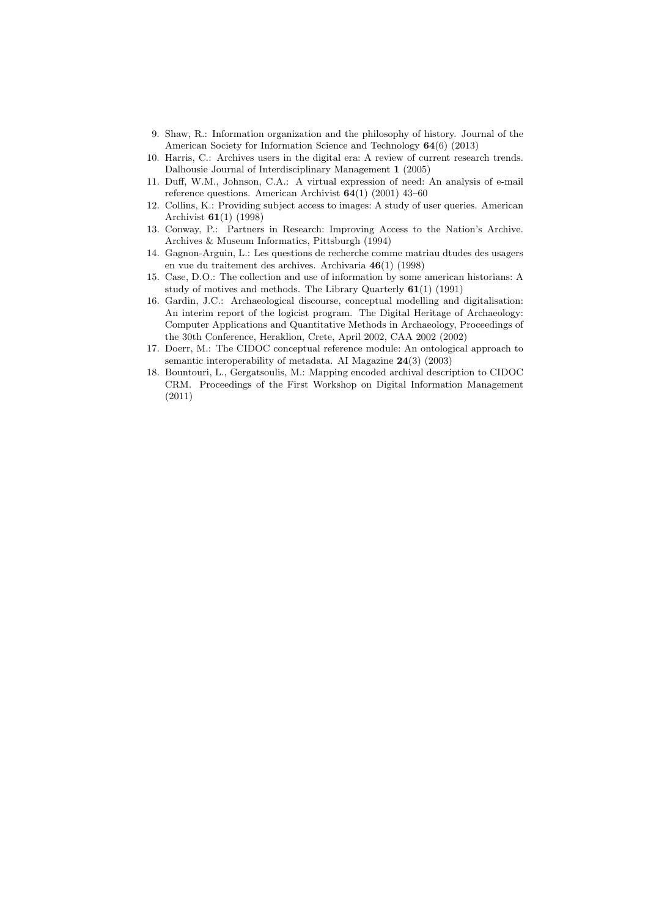9. Shaw, R.: Information organization and the philosophy of history. Journal of the American Society for Information Science and Technology **64**(6) (2013)
10. Harris, C.: Archives users in the digital era: A review of current research trends. Dalhousie Journal of Interdisciplinary Management **1** (2005)
11. Duff, W.M., Johnson, C.A.: A virtual expression of need: An analysis of e-mail reference questions. American Archivist **64**(1) (2001) 43–60
12. Collins, K.: Providing subject access to images: A study of user queries. American Archivist **61**(1) (1998)
13. Conway, P.: Partners in Research: Improving Access to the Nation's Archive. Archives & Museum Informatics, Pittsburgh (1994)
14. Gagnon-Arguin, L.: Les questions de recherche comme matriau dtudes des usagers en vue du traitement des archives. Archivaria **46**(1) (1998)
15. Case, D.O.: The collection and use of information by some american historians: A study of motives and methods. The Library Quarterly **61**(1) (1991)
16. Gardin, J.C.: Archaeological discourse, conceptual modelling and digitalisation: An interim report of the logicist program. The Digital Heritage of Archaeology: Computer Applications and Quantitative Methods in Archaeology, Proceedings of the 30th Conference, Heraklion, Crete, April 2002, CAA 2002 (2002)
17. Doerr, M.: The CIDOC conceptual reference module: An ontological approach to semantic interoperability of metadata. AI Magazine **24**(3) (2003)
18. Bountouri, L., Gergatsoulis, M.: Mapping encoded archival description to CIDOC CRM. Proceedings of the First Workshop on Digital Information Management (2011)